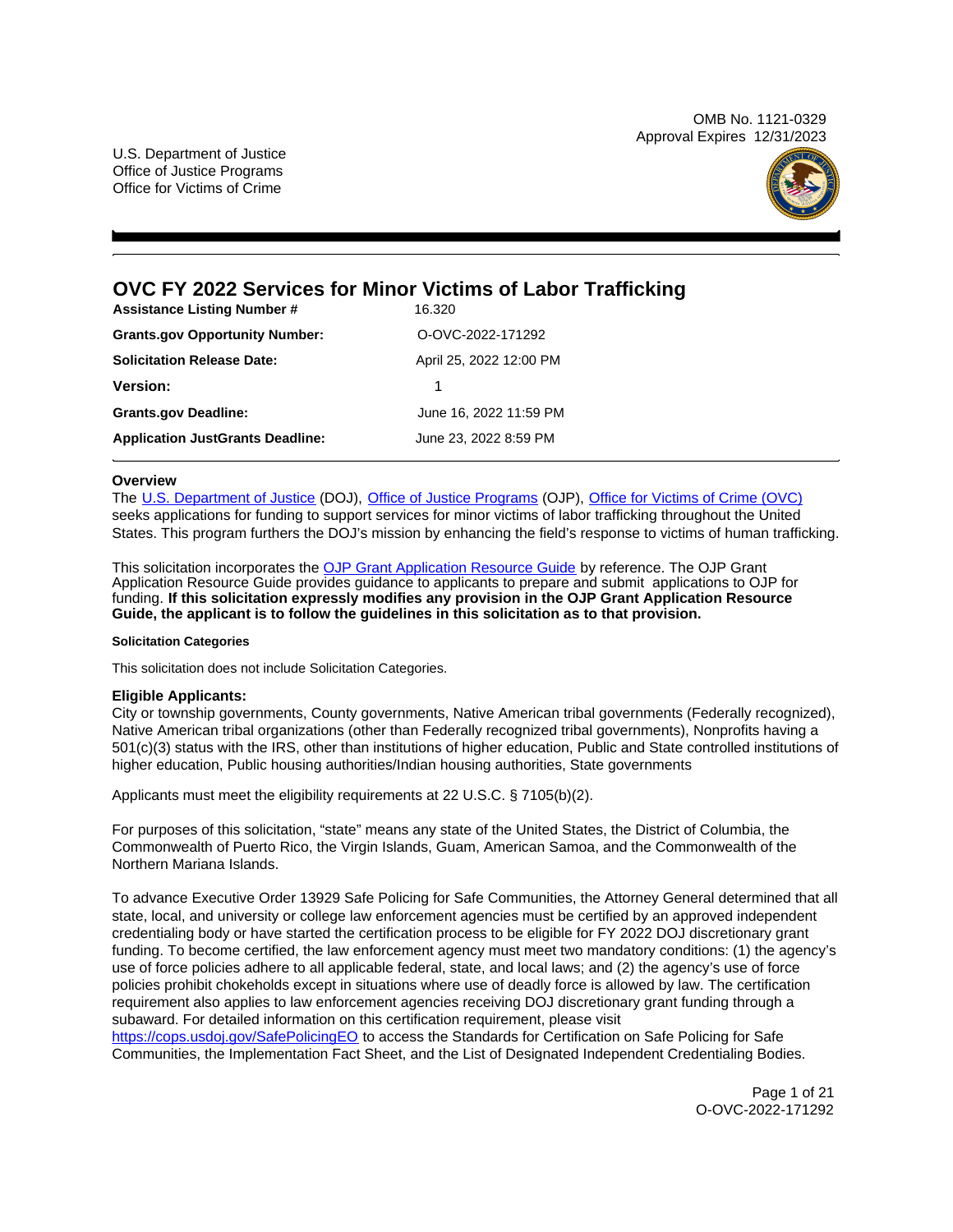OMB No. 1121-0329
Approval Expires 12/31/2023

U.S. Department of Justice
Office of Justice Programs
Office for Victims of Crime

# OVC FY 2022 Services for Minor Victims of Labor Trafficking

| | |
|---|---|
| **Assistance Listing Number #** | 16.320 |
| **Grants.gov Opportunity Number:** | O-OVC-2022-171292 |
| **Solicitation Release Date:** | April 25, 2022 12:00 PM |
| **Version:** | 1 |
| **Grants.gov Deadline:** | June 16, 2022 11:59 PM |
| **Application JustGrants Deadline:** | June 23, 2022 8:59 PM |

### Overview

The U.S. Department of Justice (DOJ), Office of Justice Programs (OJP), Office for Victims of Crime (OVC) seeks applications for funding to support services for minor victims of labor trafficking throughout the United States. This program furthers the DOJ's mission by enhancing the field's response to victims of human trafficking.

This solicitation incorporates the OJP Grant Application Resource Guide by reference. The OJP Grant Application Resource Guide provides guidance to applicants to prepare and submit applications to OJP for funding. **If this solicitation expressly modifies any provision in the OJP Grant Application Resource Guide, the applicant is to follow the guidelines in this solicitation as to that provision.**

#### Solicitation Categories

This solicitation does not include Solicitation Categories.

### Eligible Applicants:

City or township governments, County governments, Native American tribal governments (Federally recognized), Native American tribal organizations (other than Federally recognized tribal governments), Nonprofits having a 501(c)(3) status with the IRS, other than institutions of higher education, Public and State controlled institutions of higher education, Public housing authorities/Indian housing authorities, State governments

Applicants must meet the eligibility requirements at 22 U.S.C. § 7105(b)(2).

For purposes of this solicitation, "state" means any state of the United States, the District of Columbia, the Commonwealth of Puerto Rico, the Virgin Islands, Guam, American Samoa, and the Commonwealth of the Northern Mariana Islands.

To advance Executive Order 13929 Safe Policing for Safe Communities, the Attorney General determined that all state, local, and university or college law enforcement agencies must be certified by an approved independent credentialing body or have started the certification process to be eligible for FY 2022 DOJ discretionary grant funding. To become certified, the law enforcement agency must meet two mandatory conditions: (1) the agency's use of force policies adhere to all applicable federal, state, and local laws; and (2) the agency's use of force policies prohibit chokeholds except in situations where use of deadly force is allowed by law. The certification requirement also applies to law enforcement agencies receiving DOJ discretionary grant funding through a subaward. For detailed information on this certification requirement, please visit https://cops.usdoj.gov/SafePolicingEO to access the Standards for Certification on Safe Policing for Safe Communities, the Implementation Fact Sheet, and the List of Designated Independent Credentialing Bodies.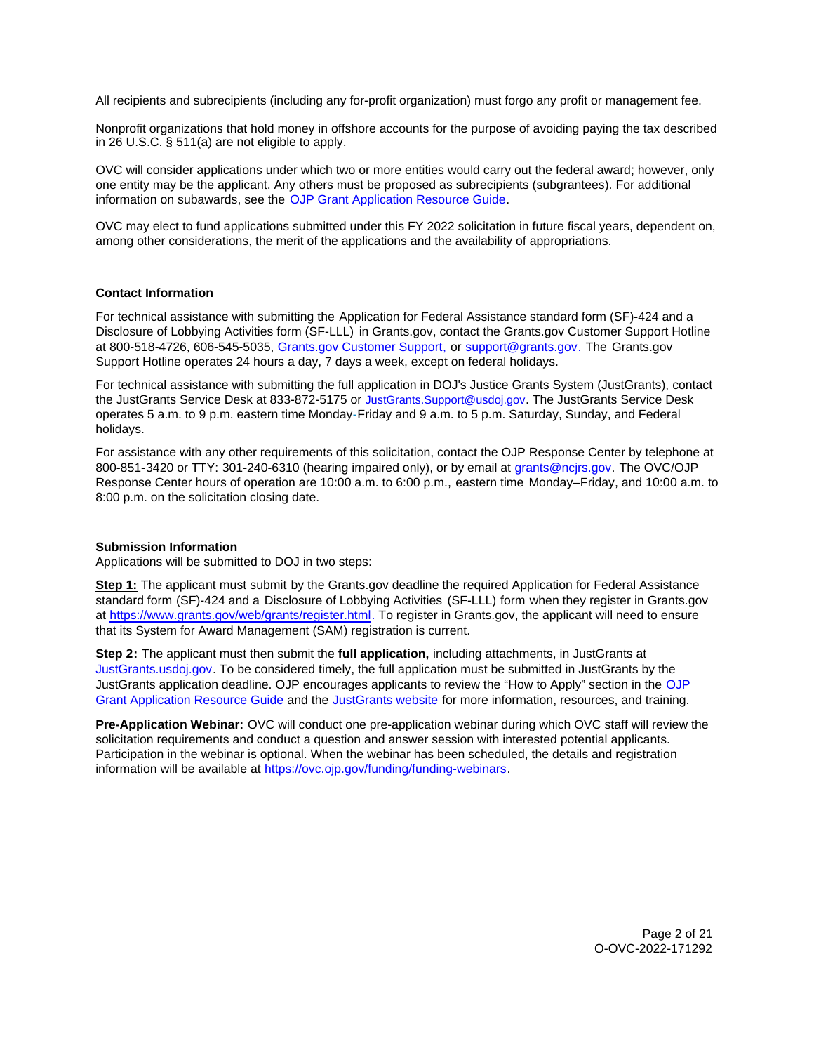All recipients and subrecipients (including any for-profit organization) must forgo any profit or management fee.

Nonprofit organizations that hold money in offshore accounts for the purpose of avoiding paying the tax described in 26 U.S.C. § 511(a) are not eligible to apply.

OVC will consider applications under which two or more entities would carry out the federal award; however, only one entity may be the applicant. Any others must be proposed as subrecipients (subgrantees). For additional information on subawards, see the OJP Grant Application Resource Guide.

OVC may elect to fund applications submitted under this FY 2022 solicitation in future fiscal years, dependent on, among other considerations, the merit of the applications and the availability of appropriations.

**Contact Information**

For technical assistance with submitting the Application for Federal Assistance standard form (SF)-424 and a Disclosure of Lobbying Activities form (SF-LLL) in Grants.gov, contact the Grants.gov Customer Support Hotline at 800-518-4726, 606-545-5035, Grants.gov Customer Support, or support@grants.gov. The Grants.gov Support Hotline operates 24 hours a day, 7 days a week, except on federal holidays.

For technical assistance with submitting the full application in DOJ's Justice Grants System (JustGrants), contact the JustGrants Service Desk at 833-872-5175 or JustGrants.Support@usdoj.gov. The JustGrants Service Desk operates 5 a.m. to 9 p.m. eastern time Monday-Friday and 9 a.m. to 5 p.m. Saturday, Sunday, and Federal holidays.

For assistance with any other requirements of this solicitation, contact the OJP Response Center by telephone at 800-851-3420 or TTY: 301-240-6310 (hearing impaired only), or by email at grants@ncjrs.gov. The OVC/OJP Response Center hours of operation are 10:00 a.m. to 6:00 p.m., eastern time Monday–Friday, and 10:00 a.m. to 8:00 p.m. on the solicitation closing date.

**Submission Information**

Applications will be submitted to DOJ in two steps:

**Step 1:** The applicant must submit by the Grants.gov deadline the required Application for Federal Assistance standard form (SF)-424 and a Disclosure of Lobbying Activities (SF-LLL) form when they register in Grants.gov at https://www.grants.gov/web/grants/register.html. To register in Grants.gov, the applicant will need to ensure that its System for Award Management (SAM) registration is current.

**Step 2:** The applicant must then submit the **full application,** including attachments, in JustGrants at JustGrants.usdoj.gov. To be considered timely, the full application must be submitted in JustGrants by the JustGrants application deadline. OJP encourages applicants to review the "How to Apply" section in the OJP Grant Application Resource Guide and the JustGrants website for more information, resources, and training.

**Pre-Application Webinar:** OVC will conduct one pre-application webinar during which OVC staff will review the solicitation requirements and conduct a question and answer session with interested potential applicants. Participation in the webinar is optional. When the webinar has been scheduled, the details and registration information will be available at https://ovc.ojp.gov/funding/funding-webinars.

O-OVC-2022-171292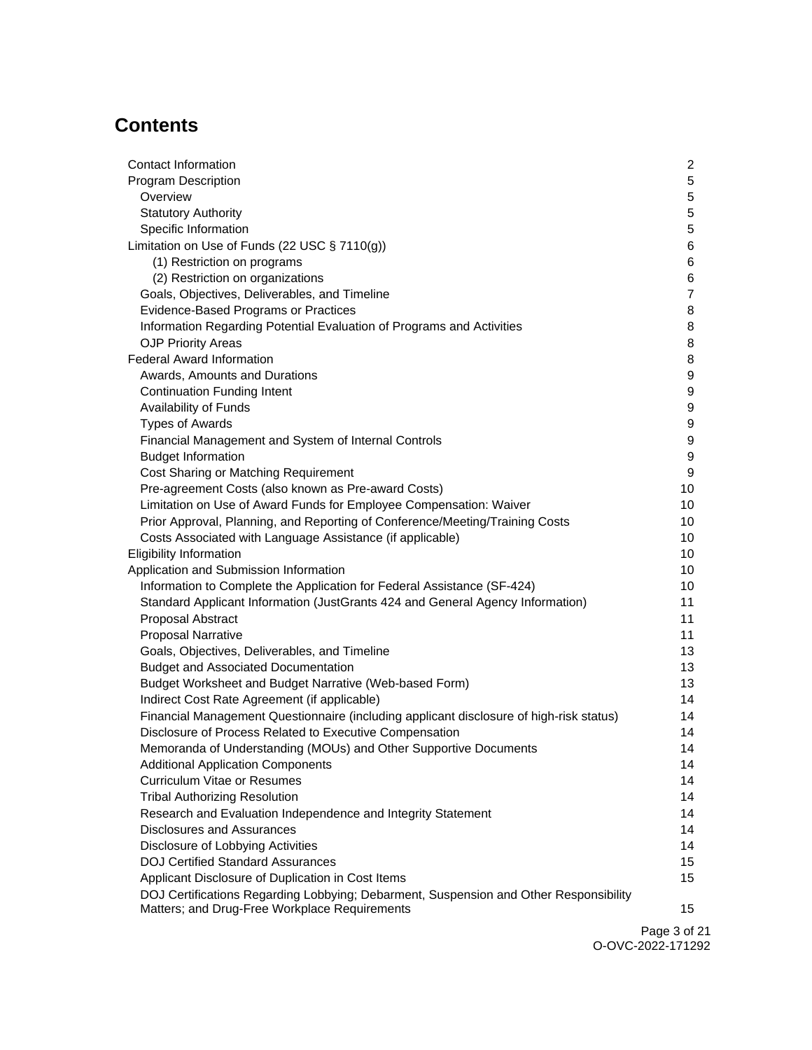## Contents

| | |
|---|---|
| Contact Information | 2 |
| Program Description | 5 |
| Overview | 5 |
| Statutory Authority | 5 |
| Specific Information | 5 |
| Limitation on Use of Funds (22 USC § 7110(g)) | 6 |
| (1) Restriction on programs | 6 |
| (2) Restriction on organizations | 6 |
| Goals, Objectives, Deliverables, and Timeline | 7 |
| Evidence-Based Programs or Practices | 8 |
| Information Regarding Potential Evaluation of Programs and Activities | 8 |
| OJP Priority Areas | 8 |
| Federal Award Information | 8 |
| Awards, Amounts and Durations | 9 |
| Continuation Funding Intent | 9 |
| Availability of Funds | 9 |
| Types of Awards | 9 |
| Financial Management and System of Internal Controls | 9 |
| Budget Information | 9 |
| Cost Sharing or Matching Requirement | 9 |
| Pre-agreement Costs (also known as Pre-award Costs) | 10 |
| Limitation on Use of Award Funds for Employee Compensation: Waiver | 10 |
| Prior Approval, Planning, and Reporting of Conference/Meeting/Training Costs | 10 |
| Costs Associated with Language Assistance (if applicable) | 10 |
| Eligibility Information | 10 |
| Application and Submission Information | 10 |
| Information to Complete the Application for Federal Assistance (SF-424) | 10 |
| Standard Applicant Information (JustGrants 424 and General Agency Information) | 11 |
| Proposal Abstract | 11 |
| Proposal Narrative | 11 |
| Goals, Objectives, Deliverables, and Timeline | 13 |
| Budget and Associated Documentation | 13 |
| Budget Worksheet and Budget Narrative (Web-based Form) | 13 |
| Indirect Cost Rate Agreement (if applicable) | 14 |
| Financial Management Questionnaire (including applicant disclosure of high-risk status) | 14 |
| Disclosure of Process Related to Executive Compensation | 14 |
| Memoranda of Understanding (MOUs) and Other Supportive Documents | 14 |
| Additional Application Components | 14 |
| Curriculum Vitae or Resumes | 14 |
| Tribal Authorizing Resolution | 14 |
| Research and Evaluation Independence and Integrity Statement | 14 |
| Disclosures and Assurances | 14 |
| Disclosure of Lobbying Activities | 14 |
| DOJ Certified Standard Assurances | 15 |
| Applicant Disclosure of Duplication in Cost Items | 15 |
| DOJ Certifications Regarding Lobbying; Debarment, Suspension and Other Responsibility Matters; and Drug-Free Workplace Requirements | 15 |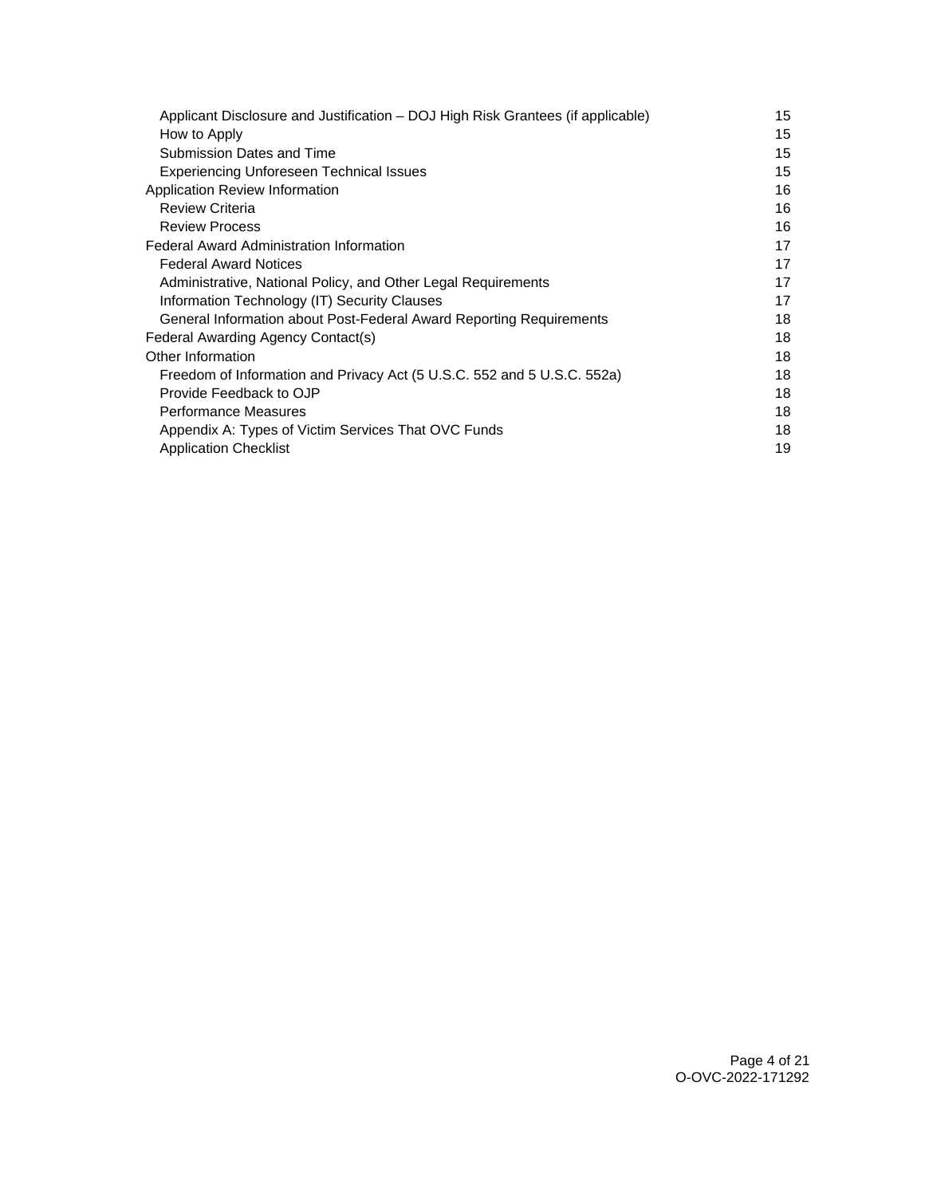Applicant Disclosure and Justification – DOJ High Risk Grantees (if applicable) 15
How to Apply 15
Submission Dates and Time 15
Experiencing Unforeseen Technical Issues 15
Application Review Information 16
Review Criteria 16
Review Process 16
Federal Award Administration Information 17
Federal Award Notices 17
Administrative, National Policy, and Other Legal Requirements 17
Information Technology (IT) Security Clauses 17
General Information about Post-Federal Award Reporting Requirements 18
Federal Awarding Agency Contact(s) 18
Other Information 18
Freedom of Information and Privacy Act (5 U.S.C. 552 and 5 U.S.C. 552a) 18
Provide Feedback to OJP 18
Performance Measures 18
Appendix A: Types of Victim Services That OVC Funds 18
Application Checklist 19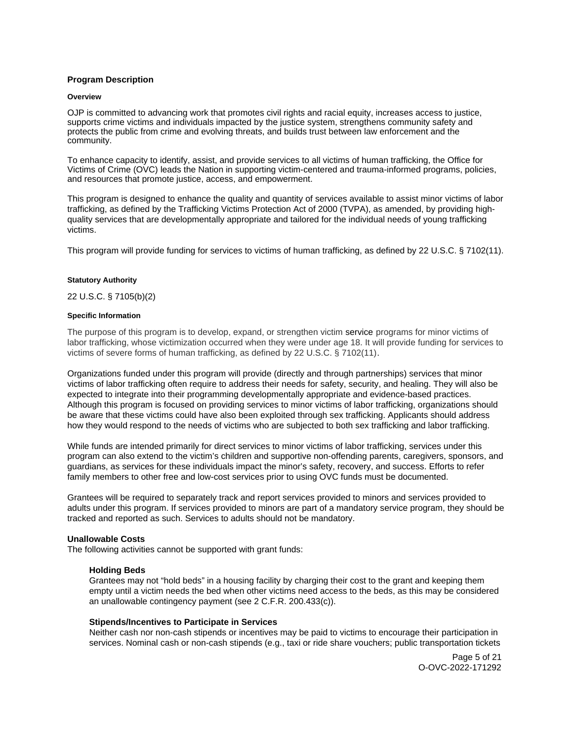## Program Description

#### Overview

OJP is committed to advancing work that promotes civil rights and racial equity, increases access to justice, supports crime victims and individuals impacted by the justice system, strengthens community safety and protects the public from crime and evolving threats, and builds trust between law enforcement and the community.

To enhance capacity to identify, assist, and provide services to all victims of human trafficking, the Office for Victims of Crime (OVC) leads the Nation in supporting victim-centered and trauma-informed programs, policies, and resources that promote justice, access, and empowerment.

This program is designed to enhance the quality and quantity of services available to assist minor victims of labor trafficking, as defined by the Trafficking Victims Protection Act of 2000 (TVPA), as amended, by providing high-quality services that are developmentally appropriate and tailored for the individual needs of young trafficking victims.

This program will provide funding for services to victims of human trafficking, as defined by 22 U.S.C. § 7102(11).

#### Statutory Authority

22 U.S.C. § 7105(b)(2)

#### Specific Information

The purpose of this program is to develop, expand, or strengthen victim service programs for minor victims of labor trafficking, whose victimization occurred when they were under age 18. It will provide funding for services to victims of severe forms of human trafficking, as defined by 22 U.S.C. § 7102(11).

Organizations funded under this program will provide (directly and through partnerships) services that minor victims of labor trafficking often require to address their needs for safety, security, and healing. They will also be expected to integrate into their programming developmentally appropriate and evidence-based practices. Although this program is focused on providing services to minor victims of labor trafficking, organizations should be aware that these victims could have also been exploited through sex trafficking. Applicants should address how they would respond to the needs of victims who are subjected to both sex trafficking and labor trafficking.

While funds are intended primarily for direct services to minor victims of labor trafficking, services under this program can also extend to the victim's children and supportive non-offending parents, caregivers, sponsors, and guardians, as services for these individuals impact the minor's safety, recovery, and success. Efforts to refer family members to other free and low-cost services prior to using OVC funds must be documented.

Grantees will be required to separately track and report services provided to minors and services provided to adults under this program. If services provided to minors are part of a mandatory service program, they should be tracked and reported as such. Services to adults should not be mandatory.

### Unallowable Costs

The following activities cannot be supported with grant funds:

**Holding Beds**

Grantees may not "hold beds" in a housing facility by charging their cost to the grant and keeping them empty until a victim needs the bed when other victims need access to the beds, as this may be considered an unallowable contingency payment (see 2 C.F.R. 200.433(c)).

**Stipends/Incentives to Participate in Services**

Neither cash nor non-cash stipends or incentives may be paid to victims to encourage their participation in services. Nominal cash or non-cash stipends (e.g., taxi or ride share vouchers; public transportation tickets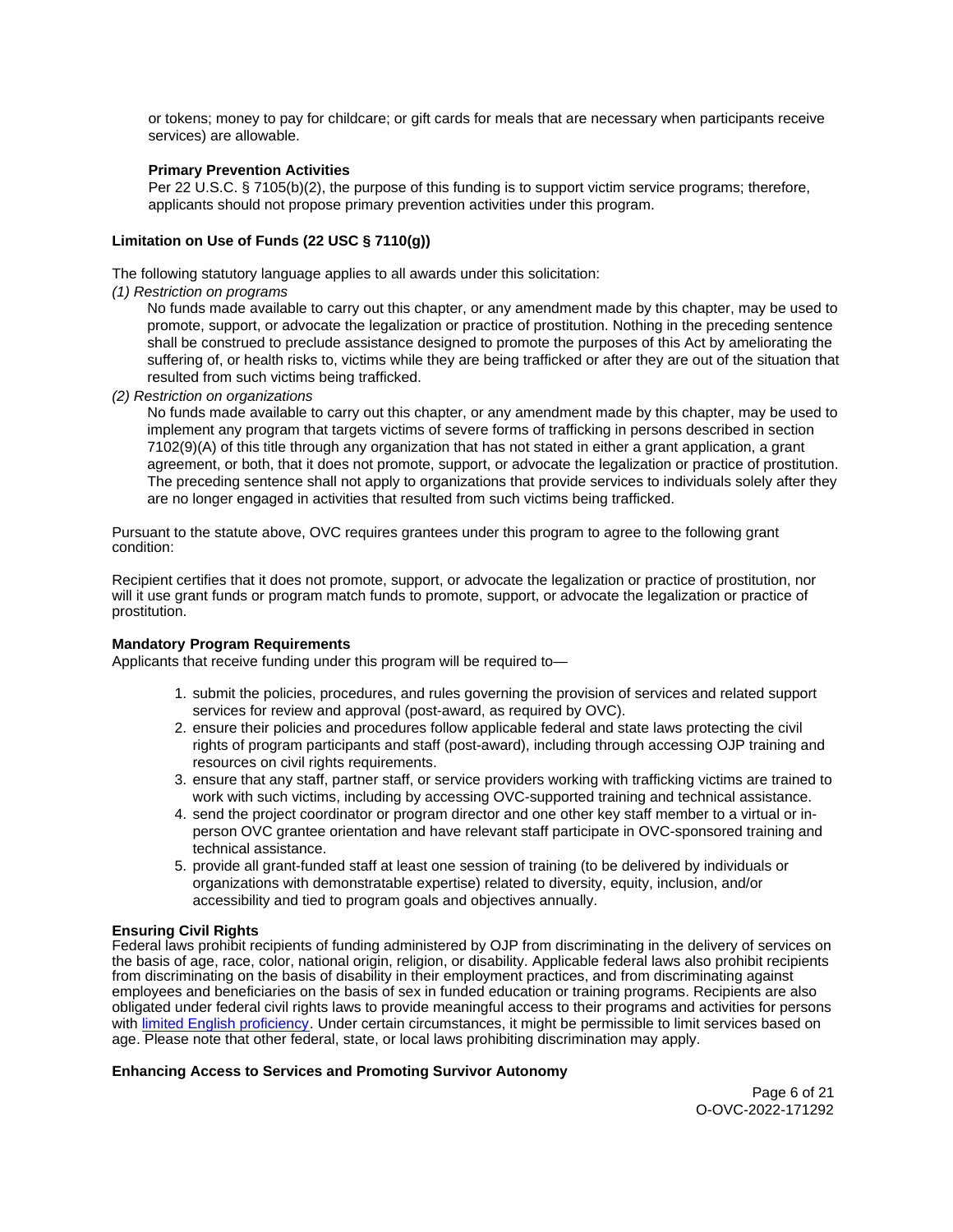or tokens; money to pay for childcare; or gift cards for meals that are necessary when participants receive services) are allowable.

**Primary Prevention Activities**

Per 22 U.S.C. § 7105(b)(2), the purpose of this funding is to support victim service programs; therefore, applicants should not propose primary prevention activities under this program.

**Limitation on Use of Funds (22 USC § 7110(g))**

The following statutory language applies to all awards under this solicitation:

*(1) Restriction on programs*

No funds made available to carry out this chapter, or any amendment made by this chapter, may be used to promote, support, or advocate the legalization or practice of prostitution. Nothing in the preceding sentence shall be construed to preclude assistance designed to promote the purposes of this Act by ameliorating the suffering of, or health risks to, victims while they are being trafficked or after they are out of the situation that resulted from such victims being trafficked.

*(2) Restriction on organizations*

No funds made available to carry out this chapter, or any amendment made by this chapter, may be used to implement any program that targets victims of severe forms of trafficking in persons described in section 7102(9)(A) of this title through any organization that has not stated in either a grant application, a grant agreement, or both, that it does not promote, support, or advocate the legalization or practice of prostitution. The preceding sentence shall not apply to organizations that provide services to individuals solely after they are no longer engaged in activities that resulted from such victims being trafficked.

Pursuant to the statute above, OVC requires grantees under this program to agree to the following grant condition:

Recipient certifies that it does not promote, support, or advocate the legalization or practice of prostitution, nor will it use grant funds or program match funds to promote, support, or advocate the legalization or practice of prostitution.

**Mandatory Program Requirements**

Applicants that receive funding under this program will be required to—

1. submit the policies, procedures, and rules governing the provision of services and related support services for review and approval (post-award, as required by OVC).
2. ensure their policies and procedures follow applicable federal and state laws protecting the civil rights of program participants and staff (post-award), including through accessing OJP training and resources on civil rights requirements.
3. ensure that any staff, partner staff, or service providers working with trafficking victims are trained to work with such victims, including by accessing OVC-supported training and technical assistance.
4. send the project coordinator or program director and one other key staff member to a virtual or in-person OVC grantee orientation and have relevant staff participate in OVC-sponsored training and technical assistance.
5. provide all grant-funded staff at least one session of training (to be delivered by individuals or organizations with demonstratable expertise) related to diversity, equity, inclusion, and/or accessibility and tied to program goals and objectives annually.

**Ensuring Civil Rights**

Federal laws prohibit recipients of funding administered by OJP from discriminating in the delivery of services on the basis of age, race, color, national origin, religion, or disability. Applicable federal laws also prohibit recipients from discriminating on the basis of disability in their employment practices, and from discriminating against employees and beneficiaries on the basis of sex in funded education or training programs. Recipients are also obligated under federal civil rights laws to provide meaningful access to their programs and activities for persons with limited English proficiency. Under certain circumstances, it might be permissible to limit services based on age. Please note that other federal, state, or local laws prohibiting discrimination may apply.

**Enhancing Access to Services and Promoting Survivor Autonomy**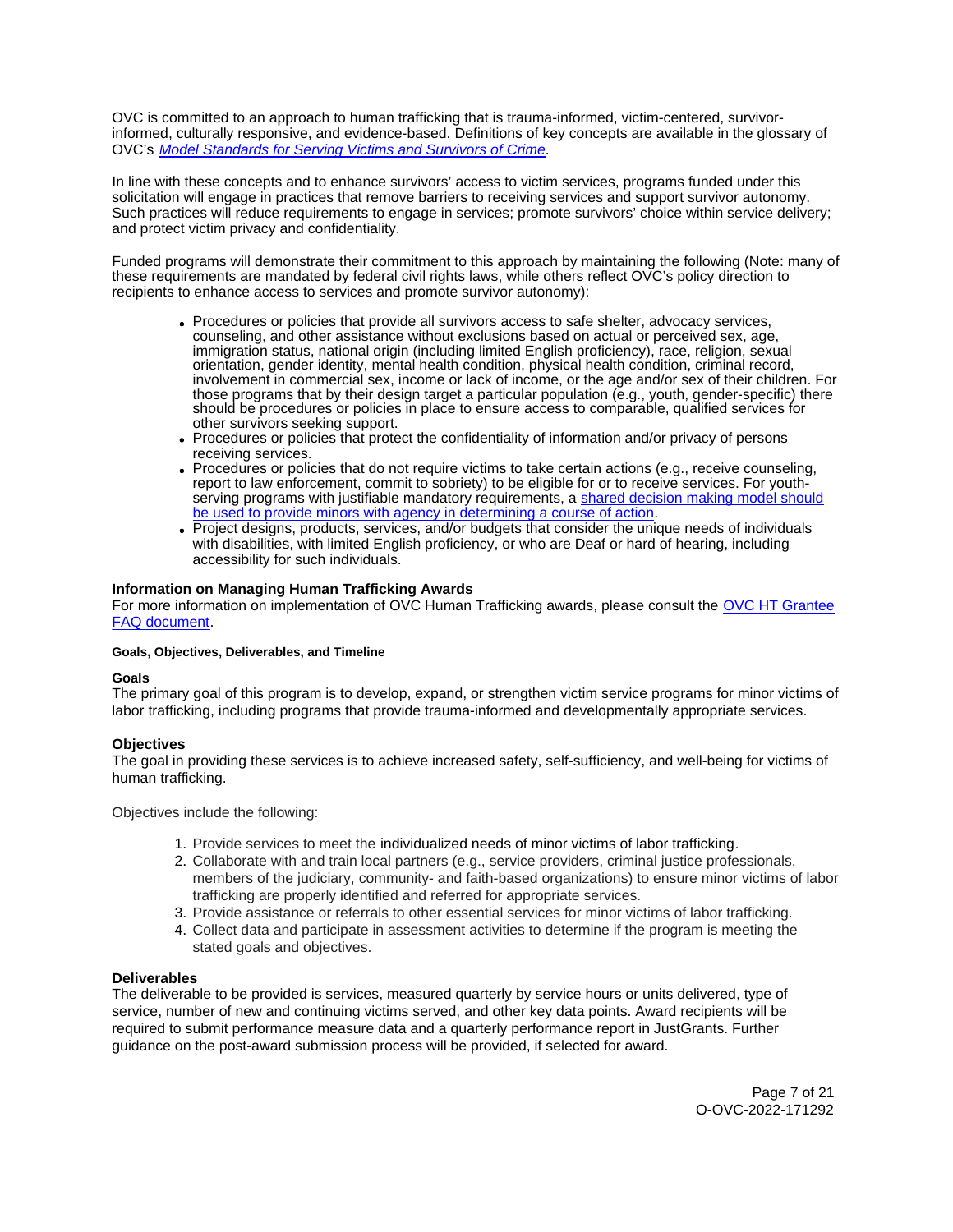OVC is committed to an approach to human trafficking that is trauma-informed, victim-centered, survivor-informed, culturally responsive, and evidence-based. Definitions of key concepts are available in the glossary of OVC's *Model Standards for Serving Victims and Survivors of Crime*.

In line with these concepts and to enhance survivors' access to victim services, programs funded under this solicitation will engage in practices that remove barriers to receiving services and support survivor autonomy. Such practices will reduce requirements to engage in services; promote survivors' choice within service delivery; and protect victim privacy and confidentiality.

Funded programs will demonstrate their commitment to this approach by maintaining the following (Note: many of these requirements are mandated by federal civil rights laws, while others reflect OVC's policy direction to recipients to enhance access to services and promote survivor autonomy):

- Procedures or policies that provide all survivors access to safe shelter, advocacy services, counseling, and other assistance without exclusions based on actual or perceived sex, age, immigration status, national origin (including limited English proficiency), race, religion, sexual orientation, gender identity, mental health condition, physical health condition, criminal record, involvement in commercial sex, income or lack of income, or the age and/or sex of their children. For those programs that by their design target a particular population (e.g., youth, gender-specific) there should be procedures or policies in place to ensure access to comparable, qualified services for other survivors seeking support.
- Procedures or policies that protect the confidentiality of information and/or privacy of persons receiving services.
- Procedures or policies that do not require victims to take certain actions (e.g., receive counseling, report to law enforcement, commit to sobriety) to be eligible for or to receive services. For youth-serving programs with justifiable mandatory requirements, a shared decision making model should be used to provide minors with agency in determining a course of action.
- Project designs, products, services, and/or budgets that consider the unique needs of individuals with disabilities, with limited English proficiency, or who are Deaf or hard of hearing, including accessibility for such individuals.

**Information on Managing Human Trafficking Awards**
For more information on implementation of OVC Human Trafficking awards, please consult the OVC HT Grantee FAQ document.

#### Goals, Objectives, Deliverables, and Timeline

**Goals**
The primary goal of this program is to develop, expand, or strengthen victim service programs for minor victims of labor trafficking, including programs that provide trauma-informed and developmentally appropriate services.

**Objectives**
The goal in providing these services is to achieve increased safety, self-sufficiency, and well-being for victims of human trafficking.

Objectives include the following:

1. Provide services to meet the individualized needs of minor victims of labor trafficking.
2. Collaborate with and train local partners (e.g., service providers, criminal justice professionals, members of the judiciary, community- and faith-based organizations) to ensure minor victims of labor trafficking are properly identified and referred for appropriate services.
3. Provide assistance or referrals to other essential services for minor victims of labor trafficking.
4. Collect data and participate in assessment activities to determine if the program is meeting the stated goals and objectives.

**Deliverables**
The deliverable to be provided is services, measured quarterly by service hours or units delivered, type of service, number of new and continuing victims served, and other key data points. Award recipients will be required to submit performance measure data and a quarterly performance report in JustGrants. Further guidance on the post-award submission process will be provided, if selected for award.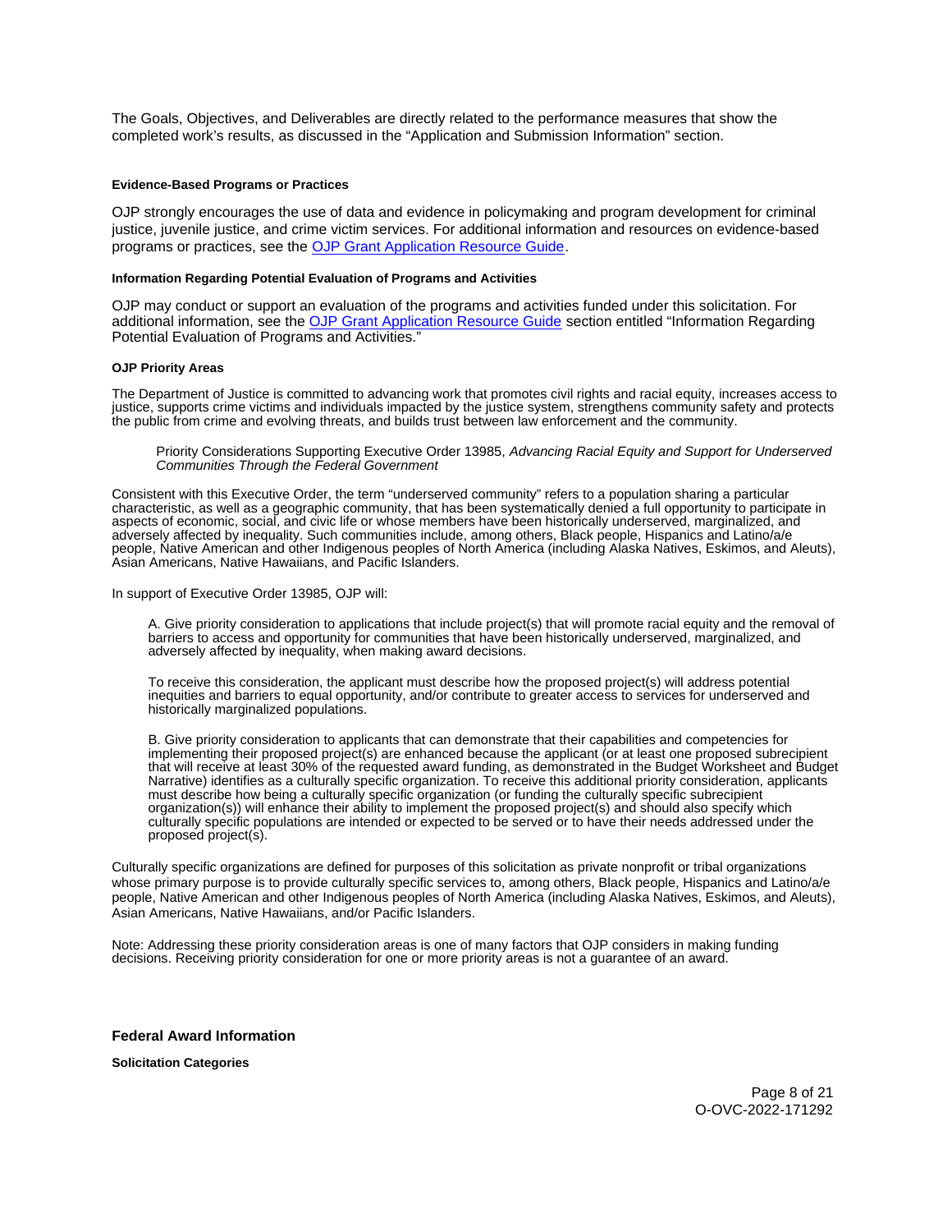The Goals, Objectives, and Deliverables are directly related to the performance measures that show the completed work's results, as discussed in the "Application and Submission Information" section.

#### Evidence-Based Programs or Practices

OJP strongly encourages the use of data and evidence in policymaking and program development for criminal justice, juvenile justice, and crime victim services. For additional information and resources on evidence-based programs or practices, see the OJP Grant Application Resource Guide.

#### Information Regarding Potential Evaluation of Programs and Activities

OJP may conduct or support an evaluation of the programs and activities funded under this solicitation. For additional information, see the OJP Grant Application Resource Guide section entitled "Information Regarding Potential Evaluation of Programs and Activities."

#### OJP Priority Areas

The Department of Justice is committed to advancing work that promotes civil rights and racial equity, increases access to justice, supports crime victims and individuals impacted by the justice system, strengthens community safety and protects the public from crime and evolving threats, and builds trust between law enforcement and the community.

> Priority Considerations Supporting Executive Order 13985, *Advancing Racial Equity and Support for Underserved Communities Through the Federal Government*

Consistent with this Executive Order, the term "underserved community" refers to a population sharing a particular characteristic, as well as a geographic community, that has been systematically denied a full opportunity to participate in aspects of economic, social, and civic life or whose members have been historically underserved, marginalized, and adversely affected by inequality. Such communities include, among others, Black people, Hispanics and Latino/a/e people, Native American and other Indigenous peoples of North America (including Alaska Natives, Eskimos, and Aleuts), Asian Americans, Native Hawaiians, and Pacific Islanders.

In support of Executive Order 13985, OJP will:

A. Give priority consideration to applications that include project(s) that will promote racial equity and the removal of barriers to access and opportunity for communities that have been historically underserved, marginalized, and adversely affected by inequality, when making award decisions.

To receive this consideration, the applicant must describe how the proposed project(s) will address potential inequities and barriers to equal opportunity, and/or contribute to greater access to services for underserved and historically marginalized populations.

B. Give priority consideration to applicants that can demonstrate that their capabilities and competencies for implementing their proposed project(s) are enhanced because the applicant (or at least one proposed subrecipient that will receive at least 30% of the requested award funding, as demonstrated in the Budget Worksheet and Budget Narrative) identifies as a culturally specific organization. To receive this additional priority consideration, applicants must describe how being a culturally specific organization (or funding the culturally specific subrecipient organization(s)) will enhance their ability to implement the proposed project(s) and should also specify which culturally specific populations are intended or expected to be served or to have their needs addressed under the proposed project(s).

Culturally specific organizations are defined for purposes of this solicitation as private nonprofit or tribal organizations whose primary purpose is to provide culturally specific services to, among others, Black people, Hispanics and Latino/a/e people, Native American and other Indigenous peoples of North America (including Alaska Natives, Eskimos, and Aleuts), Asian Americans, Native Hawaiians, and/or Pacific Islanders.

Note: Addressing these priority consideration areas is one of many factors that OJP considers in making funding decisions. Receiving priority consideration for one or more priority areas is not a guarantee of an award.

### Federal Award Information

#### Solicitation Categories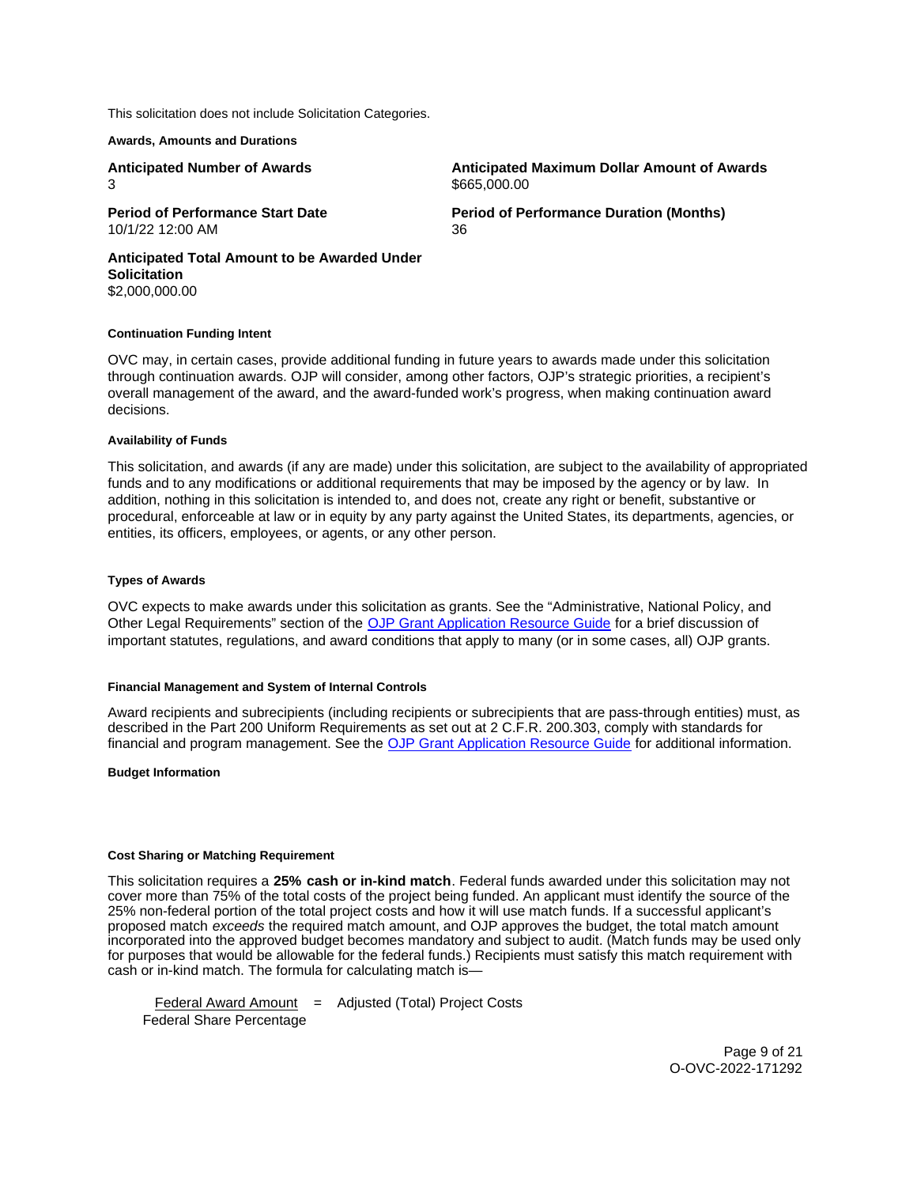This solicitation does not include Solicitation Categories.

#### Awards, Amounts and Durations

**Anticipated Number of Awards**
3

**Anticipated Maximum Dollar Amount of Awards**
$665,000.00

**Period of Performance Start Date**
10/1/22 12:00 AM

**Period of Performance Duration (Months)**
36

**Anticipated Total Amount to be Awarded Under Solicitation**
$2,000,000.00

#### Continuation Funding Intent

OVC may, in certain cases, provide additional funding in future years to awards made under this solicitation through continuation awards. OJP will consider, among other factors, OJP's strategic priorities, a recipient's overall management of the award, and the award-funded work's progress, when making continuation award decisions.

#### Availability of Funds

This solicitation, and awards (if any are made) under this solicitation, are subject to the availability of appropriated funds and to any modifications or additional requirements that may be imposed by the agency or by law. In addition, nothing in this solicitation is intended to, and does not, create any right or benefit, substantive or procedural, enforceable at law or in equity by any party against the United States, its departments, agencies, or entities, its officers, employees, or agents, or any other person.

#### Types of Awards

OVC expects to make awards under this solicitation as grants. See the "Administrative, National Policy, and Other Legal Requirements" section of the OJP Grant Application Resource Guide for a brief discussion of important statutes, regulations, and award conditions that apply to many (or in some cases, all) OJP grants.

#### Financial Management and System of Internal Controls

Award recipients and subrecipients (including recipients or subrecipients that are pass-through entities) must, as described in the Part 200 Uniform Requirements as set out at 2 C.F.R. 200.303, comply with standards for financial and program management. See the OJP Grant Application Resource Guide for additional information.

#### Budget Information

#### Cost Sharing or Matching Requirement

This solicitation requires a **25% cash or in-kind match**. Federal funds awarded under this solicitation may not cover more than 75% of the total costs of the project being funded. An applicant must identify the source of the 25% non-federal portion of the total project costs and how it will use match funds. If a successful applicant's proposed match *exceeds* the required match amount, and OJP approves the budget, the total match amount incorporated into the approved budget becomes mandatory and subject to audit. (Match funds may be used only for purposes that would be allowable for the federal funds.) Recipients must satisfy this match requirement with cash or in-kind match. The formula for calculating match is—

$$\frac{\text{Federal Award Amount}}{\text{Federal Share Percentage}} = \text{Adjusted (Total) Project Costs}$$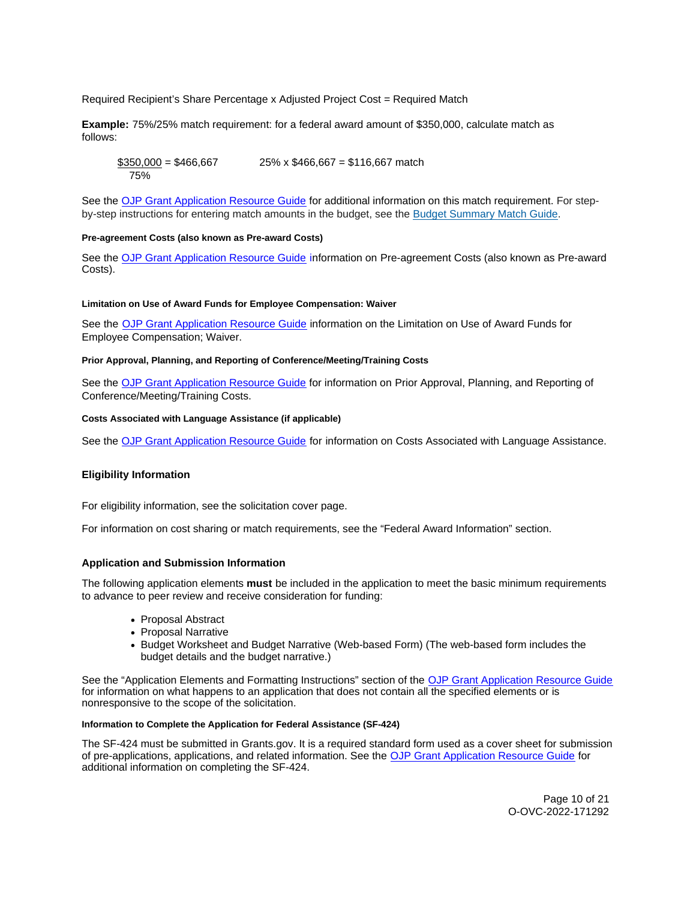Required Recipient's Share Percentage x Adjusted Project Cost = Required Match

**Example:** 75%/25% match requirement: for a federal award amount of $350,000, calculate match as follows:

$$\frac{\$350{,}000}{75\%} = \$466{,}667 \qquad 25\% \times \$466{,}667 = \$116{,}667 \text{ match}$$

See the OJP Grant Application Resource Guide for additional information on this match requirement. For step-by-step instructions for entering match amounts in the budget, see the Budget Summary Match Guide.

#### Pre-agreement Costs (also known as Pre-award Costs)

See the OJP Grant Application Resource Guide information on Pre-agreement Costs (also known as Pre-award Costs).

#### Limitation on Use of Award Funds for Employee Compensation: Waiver

See the OJP Grant Application Resource Guide information on the Limitation on Use of Award Funds for Employee Compensation; Waiver.

#### Prior Approval, Planning, and Reporting of Conference/Meeting/Training Costs

See the OJP Grant Application Resource Guide for information on Prior Approval, Planning, and Reporting of Conference/Meeting/Training Costs.

#### Costs Associated with Language Assistance (if applicable)

See the OJP Grant Application Resource Guide for information on Costs Associated with Language Assistance.

### Eligibility Information

For eligibility information, see the solicitation cover page.

For information on cost sharing or match requirements, see the "Federal Award Information" section.

### Application and Submission Information

The following application elements **must** be included in the application to meet the basic minimum requirements to advance to peer review and receive consideration for funding:

- Proposal Abstract
- Proposal Narrative
- Budget Worksheet and Budget Narrative (Web-based Form) (The web-based form includes the budget details and the budget narrative.)

See the "Application Elements and Formatting Instructions" section of the OJP Grant Application Resource Guide for information on what happens to an application that does not contain all the specified elements or is nonresponsive to the scope of the solicitation.

#### Information to Complete the Application for Federal Assistance (SF-424)

The SF-424 must be submitted in Grants.gov. It is a required standard form used as a cover sheet for submission of pre-applications, applications, and related information. See the OJP Grant Application Resource Guide for additional information on completing the SF-424.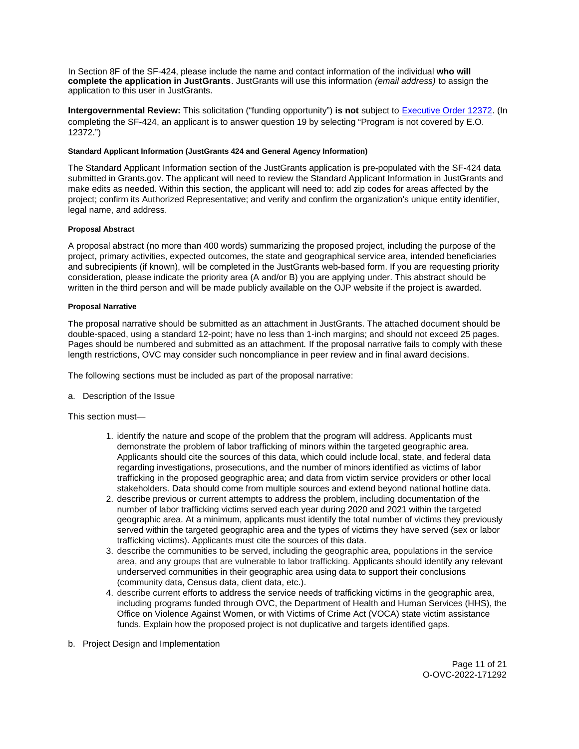In Section 8F of the SF-424, please include the name and contact information of the individual **who will complete the application in JustGrants**. JustGrants will use this information *(email address)* to assign the application to this user in JustGrants.

**Intergovernmental Review:** This solicitation ("funding opportunity") **is not** subject to [Executive Order 12372](). (In completing the SF-424, an applicant is to answer question 19 by selecting "Program is not covered by E.O. 12372.")

#### Standard Applicant Information (JustGrants 424 and General Agency Information)

The Standard Applicant Information section of the JustGrants application is pre-populated with the SF-424 data submitted in Grants.gov. The applicant will need to review the Standard Applicant Information in JustGrants and make edits as needed. Within this section, the applicant will need to: add zip codes for areas affected by the project; confirm its Authorized Representative; and verify and confirm the organization's unique entity identifier, legal name, and address.

#### Proposal Abstract

A proposal abstract (no more than 400 words) summarizing the proposed project, including the purpose of the project, primary activities, expected outcomes, the state and geographical service area, intended beneficiaries and subrecipients (if known), will be completed in the JustGrants web-based form. If you are requesting priority consideration, please indicate the priority area (A and/or B) you are applying under. This abstract should be written in the third person and will be made publicly available on the OJP website if the project is awarded.

#### Proposal Narrative

The proposal narrative should be submitted as an attachment in JustGrants. The attached document should be double-spaced, using a standard 12-point; have no less than 1-inch margins; and should not exceed 25 pages. Pages should be numbered and submitted as an attachment. If the proposal narrative fails to comply with these length restrictions, OVC may consider such noncompliance in peer review and in final award decisions.

The following sections must be included as part of the proposal narrative:

a. Description of the Issue

This section must—

1. identify the nature and scope of the problem that the program will address. Applicants must demonstrate the problem of labor trafficking of minors within the targeted geographic area. Applicants should cite the sources of this data, which could include local, state, and federal data regarding investigations, prosecutions, and the number of minors identified as victims of labor trafficking in the proposed geographic area; and data from victim service providers or other local stakeholders. Data should come from multiple sources and extend beyond national hotline data.
2. describe previous or current attempts to address the problem, including documentation of the number of labor trafficking victims served each year during 2020 and 2021 within the targeted geographic area. At a minimum, applicants must identify the total number of victims they previously served within the targeted geographic area and the types of victims they have served (sex or labor trafficking victims). Applicants must cite the sources of this data.
3. describe the communities to be served, including the geographic area, populations in the service area, and any groups that are vulnerable to labor trafficking. Applicants should identify any relevant underserved communities in their geographic area using data to support their conclusions (community data, Census data, client data, etc.).
4. describe current efforts to address the service needs of trafficking victims in the geographic area, including programs funded through OVC, the Department of Health and Human Services (HHS), the Office on Violence Against Women, or with Victims of Crime Act (VOCA) state victim assistance funds. Explain how the proposed project is not duplicative and targets identified gaps.

b. Project Design and Implementation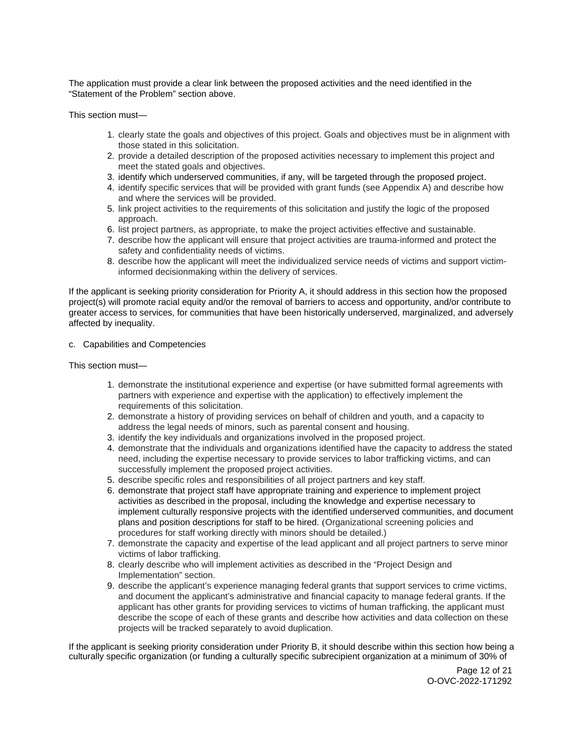The application must provide a clear link between the proposed activities and the need identified in the "Statement of the Problem" section above.

This section must—

1. clearly state the goals and objectives of this project. Goals and objectives must be in alignment with those stated in this solicitation.
2. provide a detailed description of the proposed activities necessary to implement this project and meet the stated goals and objectives.
3. identify which underserved communities, if any, will be targeted through the proposed project.
4. identify specific services that will be provided with grant funds (see Appendix A) and describe how and where the services will be provided.
5. link project activities to the requirements of this solicitation and justify the logic of the proposed approach.
6. list project partners, as appropriate, to make the project activities effective and sustainable.
7. describe how the applicant will ensure that project activities are trauma-informed and protect the safety and confidentiality needs of victims.
8. describe how the applicant will meet the individualized service needs of victims and support victim-informed decisionmaking within the delivery of services.

If the applicant is seeking priority consideration for Priority A, it should address in this section how the proposed project(s) will promote racial equity and/or the removal of barriers to access and opportunity, and/or contribute to greater access to services, for communities that have been historically underserved, marginalized, and adversely affected by inequality.

c. Capabilities and Competencies

This section must—

1. demonstrate the institutional experience and expertise (or have submitted formal agreements with partners with experience and expertise with the application) to effectively implement the requirements of this solicitation.
2. demonstrate a history of providing services on behalf of children and youth, and a capacity to address the legal needs of minors, such as parental consent and housing.
3. identify the key individuals and organizations involved in the proposed project.
4. demonstrate that the individuals and organizations identified have the capacity to address the stated need, including the expertise necessary to provide services to labor trafficking victims, and can successfully implement the proposed project activities.
5. describe specific roles and responsibilities of all project partners and key staff.
6. demonstrate that project staff have appropriate training and experience to implement project activities as described in the proposal, including the knowledge and expertise necessary to implement culturally responsive projects with the identified underserved communities, and document plans and position descriptions for staff to be hired. (Organizational screening policies and procedures for staff working directly with minors should be detailed.)
7. demonstrate the capacity and expertise of the lead applicant and all project partners to serve minor victims of labor trafficking.
8. clearly describe who will implement activities as described in the "Project Design and Implementation" section.
9. describe the applicant's experience managing federal grants that support services to crime victims, and document the applicant's administrative and financial capacity to manage federal grants. If the applicant has other grants for providing services to victims of human trafficking, the applicant must describe the scope of each of these grants and describe how activities and data collection on these projects will be tracked separately to avoid duplication.

If the applicant is seeking priority consideration under Priority B, it should describe within this section how being a culturally specific organization (or funding a culturally specific subrecipient organization at a minimum of 30% of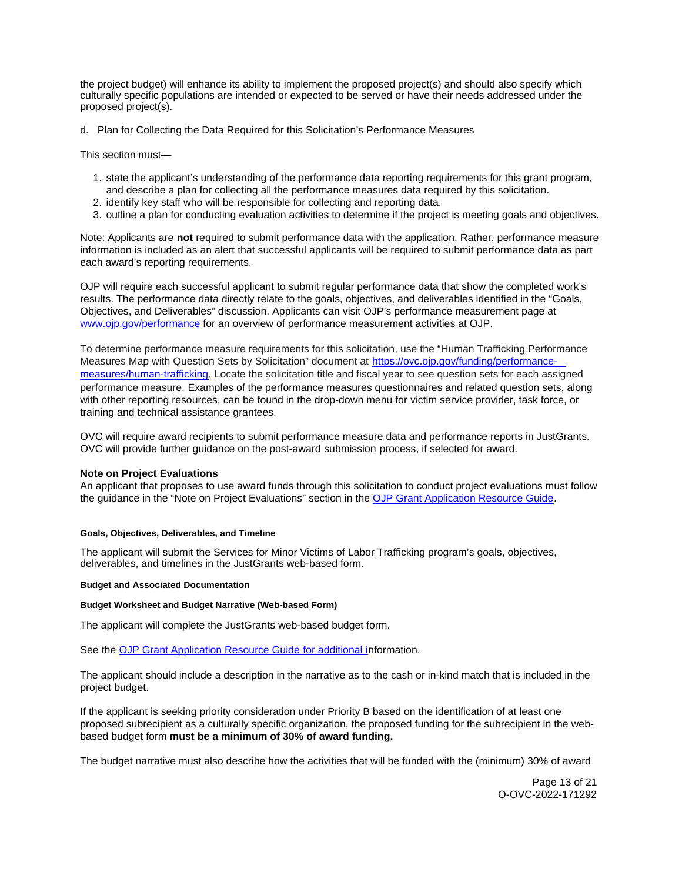the project budget) will enhance its ability to implement the proposed project(s) and should also specify which culturally specific populations are intended or expected to be served or have their needs addressed under the proposed project(s).

d. Plan for Collecting the Data Required for this Solicitation's Performance Measures

This section must—

1. state the applicant's understanding of the performance data reporting requirements for this grant program, and describe a plan for collecting all the performance measures data required by this solicitation.
2. identify key staff who will be responsible for collecting and reporting data.
3. outline a plan for conducting evaluation activities to determine if the project is meeting goals and objectives.

Note: Applicants are **not** required to submit performance data with the application. Rather, performance measure information is included as an alert that successful applicants will be required to submit performance data as part each award's reporting requirements.

OJP will require each successful applicant to submit regular performance data that show the completed work's results. The performance data directly relate to the goals, objectives, and deliverables identified in the "Goals, Objectives, and Deliverables" discussion. Applicants can visit OJP's performance measurement page at [www.ojp.gov/performance](www.ojp.gov/performance) for an overview of performance measurement activities at OJP.

To determine performance measure requirements for this solicitation, use the "Human Trafficking Performance Measures Map with Question Sets by Solicitation" document at [https://ovc.ojp.gov/funding/performance-measures/human-trafficking](https://ovc.ojp.gov/funding/performance-measures/human-trafficking). Locate the solicitation title and fiscal year to see question sets for each assigned performance measure. Examples of the performance measures questionnaires and related question sets, along with other reporting resources, can be found in the drop-down menu for victim service provider, task force, or training and technical assistance grantees.

OVC will require award recipients to submit performance measure data and performance reports in JustGrants. OVC will provide further guidance on the post-award submission process, if selected for award.

**Note on Project Evaluations**
An applicant that proposes to use award funds through this solicitation to conduct project evaluations must follow the guidance in the "Note on Project Evaluations" section in the OJP Grant Application Resource Guide.

#### Goals, Objectives, Deliverables, and Timeline

The applicant will submit the Services for Minor Victims of Labor Trafficking program's goals, objectives, deliverables, and timelines in the JustGrants web-based form.

#### Budget and Associated Documentation

#### Budget Worksheet and Budget Narrative (Web-based Form)

The applicant will complete the JustGrants web-based budget form.

See the OJP Grant Application Resource Guide for additional information.

The applicant should include a description in the narrative as to the cash or in-kind match that is included in the project budget.

If the applicant is seeking priority consideration under Priority B based on the identification of at least one proposed subrecipient as a culturally specific organization, the proposed funding for the subrecipient in the web-based budget form **must be a minimum of 30% of award funding.**

The budget narrative must also describe how the activities that will be funded with the (minimum) 30% of award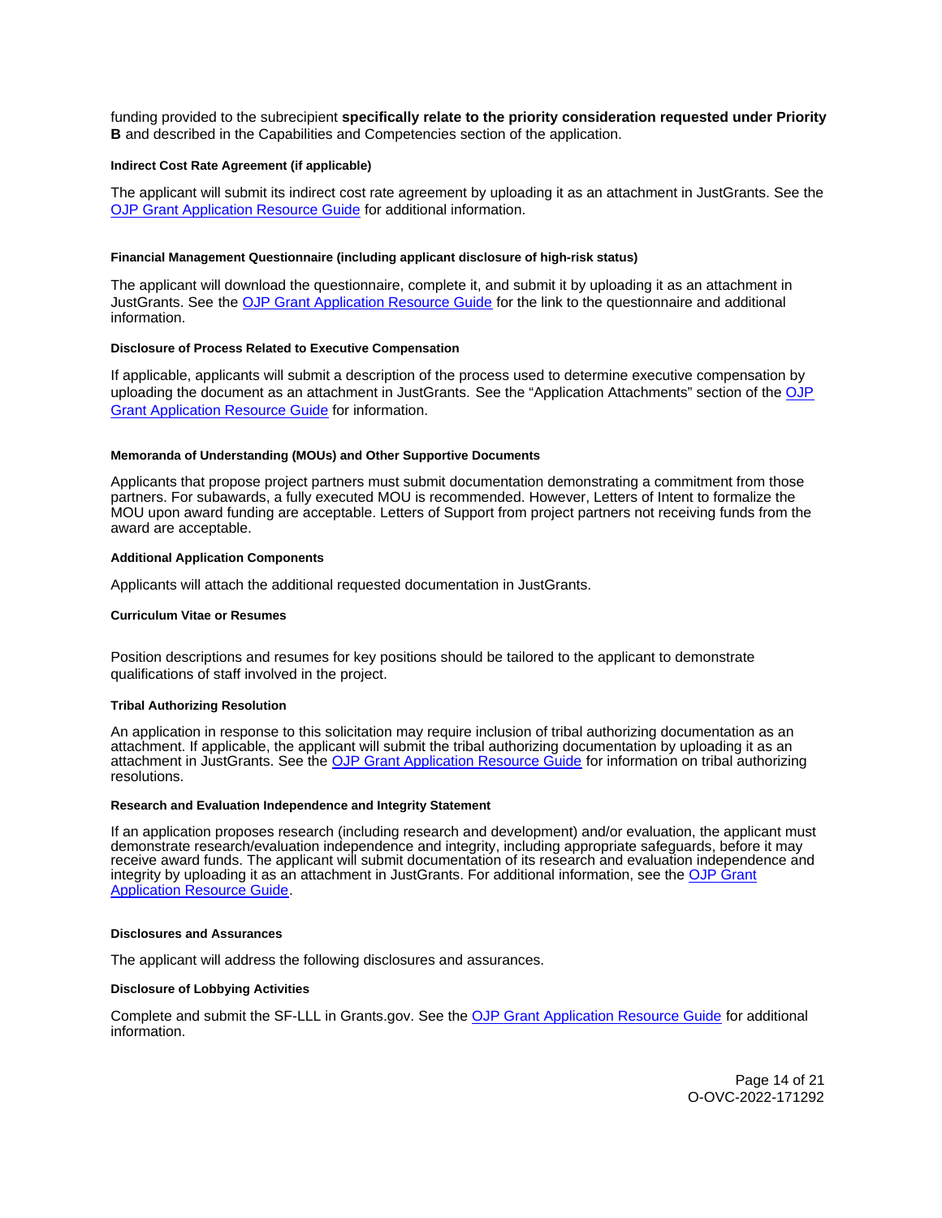funding provided to the subrecipient **specifically relate to the priority consideration requested under Priority B** and described in the Capabilities and Competencies section of the application.

#### Indirect Cost Rate Agreement (if applicable)

The applicant will submit its indirect cost rate agreement by uploading it as an attachment in JustGrants. See the [OJP Grant Application Resource Guide](https://www.ojp.gov/funding/apply/ojp-grant-application-resource-guide) for additional information.

#### Financial Management Questionnaire (including applicant disclosure of high-risk status)

The applicant will download the questionnaire, complete it, and submit it by uploading it as an attachment in JustGrants. See the [OJP Grant Application Resource Guide](https://www.ojp.gov/funding/apply/ojp-grant-application-resource-guide) for the link to the questionnaire and additional information.

#### Disclosure of Process Related to Executive Compensation

If applicable, applicants will submit a description of the process used to determine executive compensation by uploading the document as an attachment in JustGrants. See the "Application Attachments" section of the [OJP Grant Application Resource Guide](https://www.ojp.gov/funding/apply/ojp-grant-application-resource-guide) for information.

#### Memoranda of Understanding (MOUs) and Other Supportive Documents

Applicants that propose project partners must submit documentation demonstrating a commitment from those partners. For subawards, a fully executed MOU is recommended. However, Letters of Intent to formalize the MOU upon award funding are acceptable. Letters of Support from project partners not receiving funds from the award are acceptable.

#### Additional Application Components

Applicants will attach the additional requested documentation in JustGrants.

#### Curriculum Vitae or Resumes

Position descriptions and resumes for key positions should be tailored to the applicant to demonstrate qualifications of staff involved in the project.

#### Tribal Authorizing Resolution

An application in response to this solicitation may require inclusion of tribal authorizing documentation as an attachment. If applicable, the applicant will submit the tribal authorizing documentation by uploading it as an attachment in JustGrants. See the [OJP Grant Application Resource Guide](https://www.ojp.gov/funding/apply/ojp-grant-application-resource-guide) for information on tribal authorizing resolutions.

#### Research and Evaluation Independence and Integrity Statement

If an application proposes research (including research and development) and/or evaluation, the applicant must demonstrate research/evaluation independence and integrity, including appropriate safeguards, before it may receive award funds. The applicant will submit documentation of its research and evaluation independence and integrity by uploading it as an attachment in JustGrants. For additional information, see the [OJP Grant Application Resource Guide](https://www.ojp.gov/funding/apply/ojp-grant-application-resource-guide).

#### Disclosures and Assurances

The applicant will address the following disclosures and assurances.

#### Disclosure of Lobbying Activities

Complete and submit the SF-LLL in Grants.gov. See the [OJP Grant Application Resource Guide](https://www.ojp.gov/funding/apply/ojp-grant-application-resource-guide) for additional information.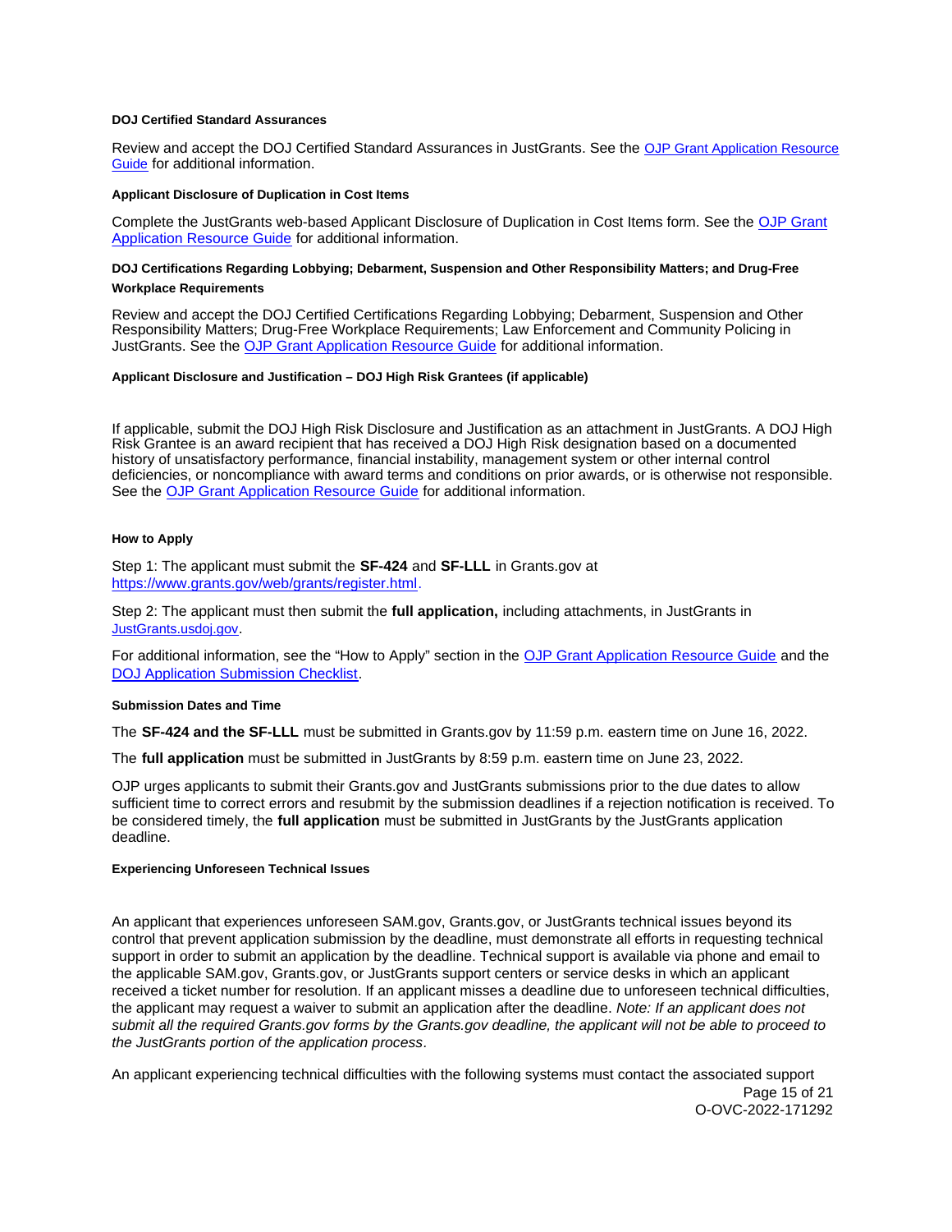#### DOJ Certified Standard Assurances

Review and accept the DOJ Certified Standard Assurances in JustGrants. See the [OJP Grant Application Resource Guide](#) for additional information.

#### Applicant Disclosure of Duplication in Cost Items

Complete the JustGrants web-based Applicant Disclosure of Duplication in Cost Items form. See the [OJP Grant Application Resource Guide](#) for additional information.

#### DOJ Certifications Regarding Lobbying; Debarment, Suspension and Other Responsibility Matters; and Drug-Free Workplace Requirements

Review and accept the DOJ Certified Certifications Regarding Lobbying; Debarment, Suspension and Other Responsibility Matters; Drug-Free Workplace Requirements; Law Enforcement and Community Policing in JustGrants. See the [OJP Grant Application Resource Guide](#) for additional information.

#### Applicant Disclosure and Justification – DOJ High Risk Grantees (if applicable)

If applicable, submit the DOJ High Risk Disclosure and Justification as an attachment in JustGrants. A DOJ High Risk Grantee is an award recipient that has received a DOJ High Risk designation based on a documented history of unsatisfactory performance, financial instability, management system or other internal control deficiencies, or noncompliance with award terms and conditions on prior awards, or is otherwise not responsible. See the [OJP Grant Application Resource Guide](#) for additional information.

#### How to Apply

Step 1: The applicant must submit the **SF-424** and **SF-LLL** in Grants.gov at [https://www.grants.gov/web/grants/register.html](https://www.grants.gov/web/grants/register.html).

Step 2: The applicant must then submit the **full application,** including attachments, in JustGrants in [JustGrants.usdoj.gov](https://JustGrants.usdoj.gov).

For additional information, see the "How to Apply" section in the [OJP Grant Application Resource Guide](#) and the [DOJ Application Submission Checklist](#).

#### Submission Dates and Time

The **SF-424 and the SF-LLL** must be submitted in Grants.gov by 11:59 p.m. eastern time on June 16, 2022.

The **full application** must be submitted in JustGrants by 8:59 p.m. eastern time on June 23, 2022.

OJP urges applicants to submit their Grants.gov and JustGrants submissions prior to the due dates to allow sufficient time to correct errors and resubmit by the submission deadlines if a rejection notification is received. To be considered timely, the **full application** must be submitted in JustGrants by the JustGrants application deadline.

#### Experiencing Unforeseen Technical Issues

An applicant that experiences unforeseen SAM.gov, Grants.gov, or JustGrants technical issues beyond its control that prevent application submission by the deadline, must demonstrate all efforts in requesting technical support in order to submit an application by the deadline. Technical support is available via phone and email to the applicable SAM.gov, Grants.gov, or JustGrants support centers or service desks in which an applicant received a ticket number for resolution. If an applicant misses a deadline due to unforeseen technical difficulties, the applicant may request a waiver to submit an application after the deadline. *Note: If an applicant does not submit all the required Grants.gov forms by the Grants.gov deadline, the applicant will not be able to proceed to the JustGrants portion of the application process*.

An applicant experiencing technical difficulties with the following systems must contact the associated support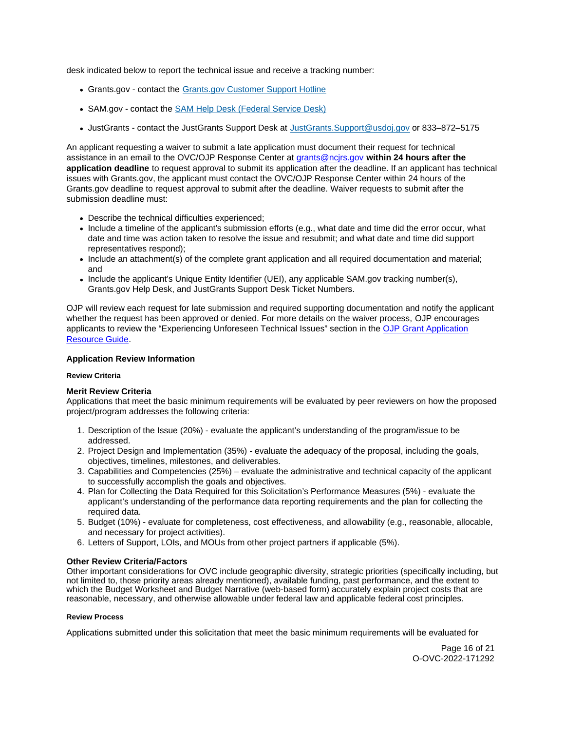desk indicated below to report the technical issue and receive a tracking number:

- Grants.gov - contact the Grants.gov Customer Support Hotline
- SAM.gov - contact the SAM Help Desk (Federal Service Desk)
- JustGrants - contact the JustGrants Support Desk at JustGrants.Support@usdoj.gov or 833–872–5175

An applicant requesting a waiver to submit a late application must document their request for technical assistance in an email to the OVC/OJP Response Center at grants@ncjrs.gov **within 24 hours after the application deadline** to request approval to submit its application after the deadline. If an applicant has technical issues with Grants.gov, the applicant must contact the OVC/OJP Response Center within 24 hours of the Grants.gov deadline to request approval to submit after the deadline. Waiver requests to submit after the submission deadline must:

- Describe the technical difficulties experienced;
- Include a timeline of the applicant's submission efforts (e.g., what date and time did the error occur, what date and time was action taken to resolve the issue and resubmit; and what date and time did support representatives respond);
- Include an attachment(s) of the complete grant application and all required documentation and material; and
- Include the applicant's Unique Entity Identifier (UEI), any applicable SAM.gov tracking number(s), Grants.gov Help Desk, and JustGrants Support Desk Ticket Numbers.

OJP will review each request for late submission and required supporting documentation and notify the applicant whether the request has been approved or denied. For more details on the waiver process, OJP encourages applicants to review the "Experiencing Unforeseen Technical Issues" section in the OJP Grant Application Resource Guide.

## Application Review Information

#### Review Criteria

### Merit Review Criteria

Applications that meet the basic minimum requirements will be evaluated by peer reviewers on how the proposed project/program addresses the following criteria:

1. Description of the Issue (20%) - evaluate the applicant's understanding of the program/issue to be addressed.
2. Project Design and Implementation (35%) - evaluate the adequacy of the proposal, including the goals, objectives, timelines, milestones, and deliverables.
3. Capabilities and Competencies (25%) – evaluate the administrative and technical capacity of the applicant to successfully accomplish the goals and objectives.
4. Plan for Collecting the Data Required for this Solicitation's Performance Measures (5%) - evaluate the applicant's understanding of the performance data reporting requirements and the plan for collecting the required data.
5. Budget (10%) - evaluate for completeness, cost effectiveness, and allowability (e.g., reasonable, allocable, and necessary for project activities).
6. Letters of Support, LOIs, and MOUs from other project partners if applicable (5%).

### Other Review Criteria/Factors

Other important considerations for OVC include geographic diversity, strategic priorities (specifically including, but not limited to, those priority areas already mentioned), available funding, past performance, and the extent to which the Budget Worksheet and Budget Narrative (web-based form) accurately explain project costs that are reasonable, necessary, and otherwise allowable under federal law and applicable federal cost principles.

#### Review Process

Applications submitted under this solicitation that meet the basic minimum requirements will be evaluated for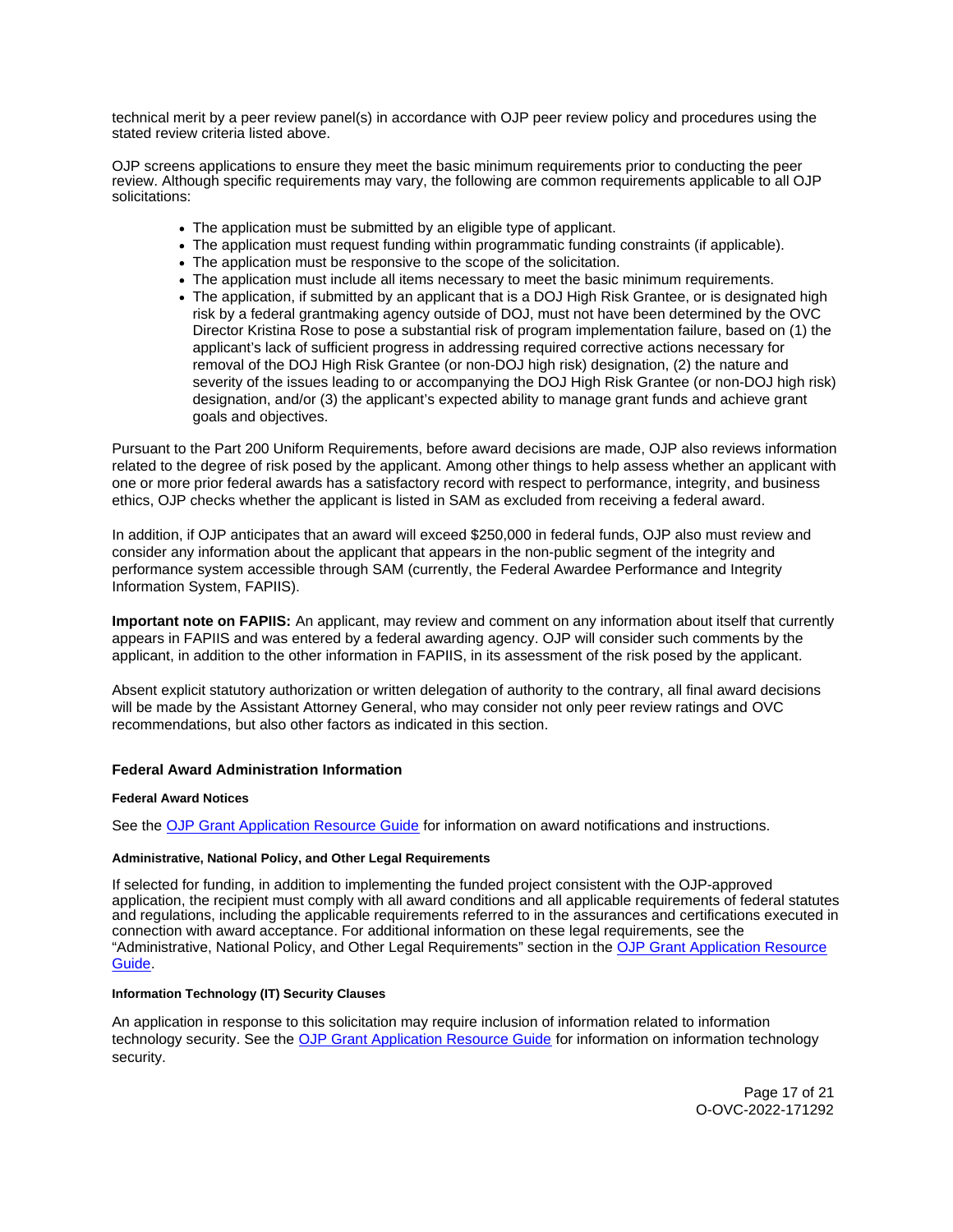technical merit by a peer review panel(s) in accordance with OJP peer review policy and procedures using the stated review criteria listed above.

OJP screens applications to ensure they meet the basic minimum requirements prior to conducting the peer review. Although specific requirements may vary, the following are common requirements applicable to all OJP solicitations:

- The application must be submitted by an eligible type of applicant.
- The application must request funding within programmatic funding constraints (if applicable).
- The application must be responsive to the scope of the solicitation.
- The application must include all items necessary to meet the basic minimum requirements.
- The application, if submitted by an applicant that is a DOJ High Risk Grantee, or is designated high risk by a federal grantmaking agency outside of DOJ, must not have been determined by the OVC Director Kristina Rose to pose a substantial risk of program implementation failure, based on (1) the applicant's lack of sufficient progress in addressing required corrective actions necessary for removal of the DOJ High Risk Grantee (or non-DOJ high risk) designation, (2) the nature and severity of the issues leading to or accompanying the DOJ High Risk Grantee (or non-DOJ high risk) designation, and/or (3) the applicant's expected ability to manage grant funds and achieve grant goals and objectives.

Pursuant to the Part 200 Uniform Requirements, before award decisions are made, OJP also reviews information related to the degree of risk posed by the applicant. Among other things to help assess whether an applicant with one or more prior federal awards has a satisfactory record with respect to performance, integrity, and business ethics, OJP checks whether the applicant is listed in SAM as excluded from receiving a federal award.

In addition, if OJP anticipates that an award will exceed $250,000 in federal funds, OJP also must review and consider any information about the applicant that appears in the non-public segment of the integrity and performance system accessible through SAM (currently, the Federal Awardee Performance and Integrity Information System, FAPIIS).

**Important note on FAPIIS:** An applicant, may review and comment on any information about itself that currently appears in FAPIIS and was entered by a federal awarding agency. OJP will consider such comments by the applicant, in addition to the other information in FAPIIS, in its assessment of the risk posed by the applicant.

Absent explicit statutory authorization or written delegation of authority to the contrary, all final award decisions will be made by the Assistant Attorney General, who may consider not only peer review ratings and OVC recommendations, but also other factors as indicated in this section.

### Federal Award Administration Information

#### Federal Award Notices

See the OJP Grant Application Resource Guide for information on award notifications and instructions.

#### Administrative, National Policy, and Other Legal Requirements

If selected for funding, in addition to implementing the funded project consistent with the OJP-approved application, the recipient must comply with all award conditions and all applicable requirements of federal statutes and regulations, including the applicable requirements referred to in the assurances and certifications executed in connection with award acceptance. For additional information on these legal requirements, see the "Administrative, National Policy, and Other Legal Requirements" section in the OJP Grant Application Resource Guide.

#### Information Technology (IT) Security Clauses

An application in response to this solicitation may require inclusion of information related to information technology security. See the OJP Grant Application Resource Guide for information on information technology security.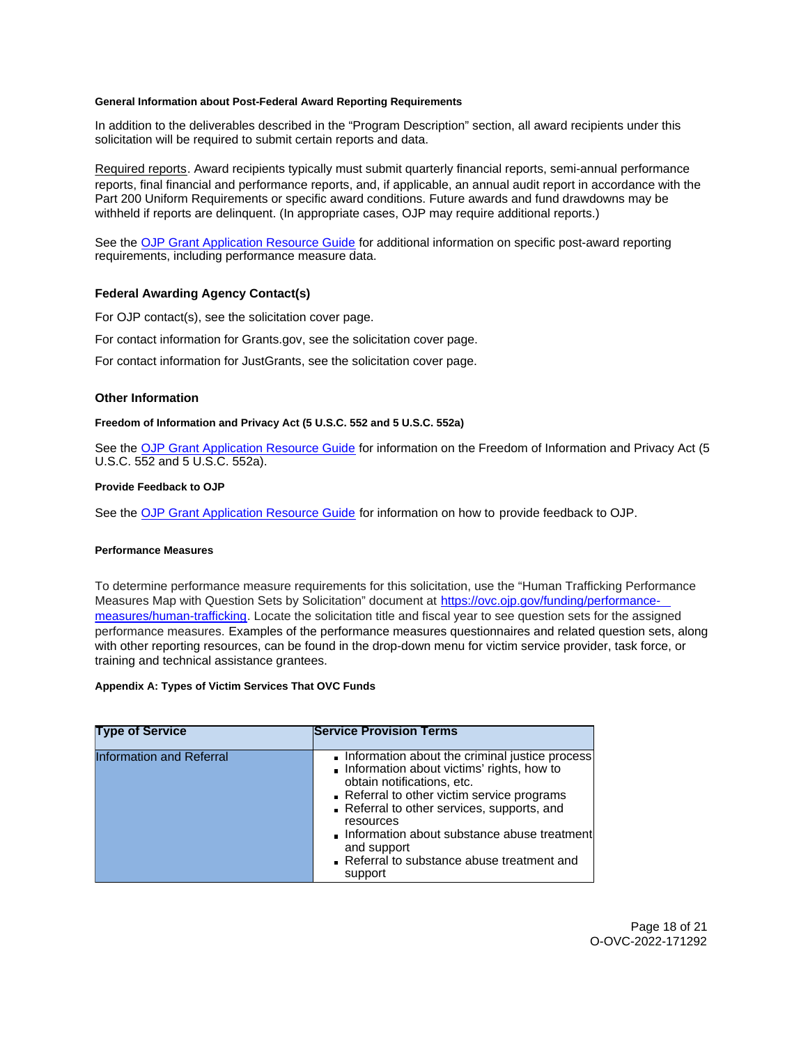#### General Information about Post-Federal Award Reporting Requirements

In addition to the deliverables described in the "Program Description" section, all award recipients under this solicitation will be required to submit certain reports and data.

Required reports. Award recipients typically must submit quarterly financial reports, semi-annual performance reports, final financial and performance reports, and, if applicable, an annual audit report in accordance with the Part 200 Uniform Requirements or specific award conditions. Future awards and fund drawdowns may be withheld if reports are delinquent. (In appropriate cases, OJP may require additional reports.)

See the OJP Grant Application Resource Guide for additional information on specific post-award reporting requirements, including performance measure data.

### Federal Awarding Agency Contact(s)

For OJP contact(s), see the solicitation cover page.

For contact information for Grants.gov, see the solicitation cover page.

For contact information for JustGrants, see the solicitation cover page.

### Other Information

#### Freedom of Information and Privacy Act (5 U.S.C. 552 and 5 U.S.C. 552a)

See the OJP Grant Application Resource Guide for information on the Freedom of Information and Privacy Act (5 U.S.C. 552 and 5 U.S.C. 552a).

#### Provide Feedback to OJP

See the OJP Grant Application Resource Guide for information on how to provide feedback to OJP.

#### Performance Measures

To determine performance measure requirements for this solicitation, use the "Human Trafficking Performance Measures Map with Question Sets by Solicitation" document at https://ovc.ojp.gov/funding/performance-measures/human-trafficking. Locate the solicitation title and fiscal year to see question sets for the assigned performance measures. Examples of the performance measures questionnaires and related question sets, along with other reporting resources, can be found in the drop-down menu for victim service provider, task force, or training and technical assistance grantees.

#### Appendix A: Types of Victim Services That OVC Funds

| Type of Service | Service Provision Terms |
| --- | --- |
| Information and Referral | • Information about the criminal justice process<br>• Information about victims' rights, how to obtain notifications, etc.<br>• Referral to other victim service programs<br>• Referral to other services, supports, and resources<br>• Information about substance abuse treatment and support<br>• Referral to substance abuse treatment and support |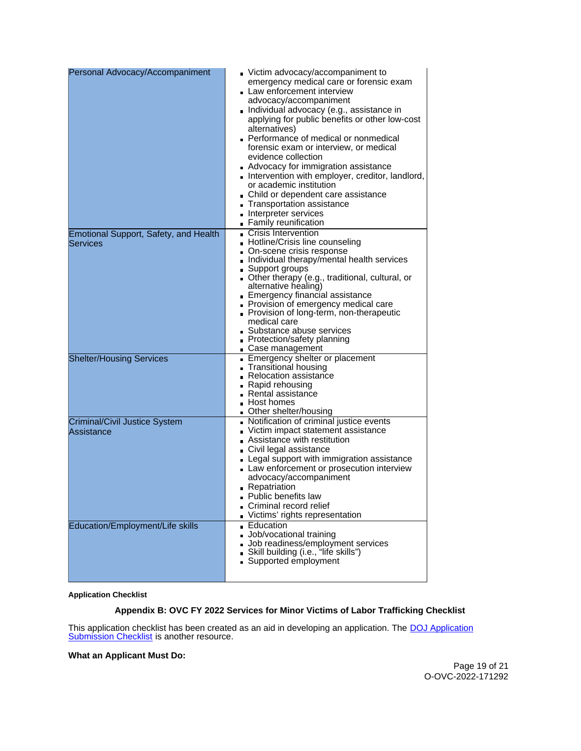| | |
|---|---|
| Personal Advocacy/Accompaniment | - Victim advocacy/accompaniment to emergency medical care or forensic exam<br>- Law enforcement interview advocacy/accompaniment<br>- Individual advocacy (e.g., assistance in applying for public benefits or other low-cost alternatives)<br>- Performance of medical or nonmedical forensic exam or interview, or medical evidence collection<br>- Advocacy for immigration assistance<br>- Intervention with employer, creditor, landlord, or academic institution<br>- Child or dependent care assistance<br>- Transportation assistance<br>- Interpreter services<br>- Family reunification |
| Emotional Support, Safety, and Health Services | - Crisis Intervention<br>- Hotline/Crisis line counseling<br>- On-scene crisis response<br>- Individual therapy/mental health services<br>- Support groups<br>- Other therapy (e.g., traditional, cultural, or alternative healing)<br>- Emergency financial assistance<br>- Provision of emergency medical care<br>- Provision of long-term, non-therapeutic medical care<br>- Substance abuse services<br>- Protection/safety planning<br>- Case management |
| Shelter/Housing Services | - Emergency shelter or placement<br>- Transitional housing<br>- Relocation assistance<br>- Rapid rehousing<br>- Rental assistance<br>- Host homes<br>- Other shelter/housing |
| Criminal/Civil Justice System Assistance | - Notification of criminal justice events<br>- Victim impact statement assistance<br>- Assistance with restitution<br>- Civil legal assistance<br>- Legal support with immigration assistance<br>- Law enforcement or prosecution interview advocacy/accompaniment<br>- Repatriation<br>- Public benefits law<br>- Criminal record relief<br>- Victims' rights representation |
| Education/Employment/Life skills | - Education<br>- Job/vocational training<br>- Job readiness/employment services<br>- Skill building (i.e., "life skills")<br>- Supported employment |

**Application Checklist**

### Appendix B: OVC FY 2022 Services for Minor Victims of Labor Trafficking Checklist

This application checklist has been created as an aid in developing an application. The [DOJ Application Submission Checklist] is another resource.

**What an Applicant Must Do:**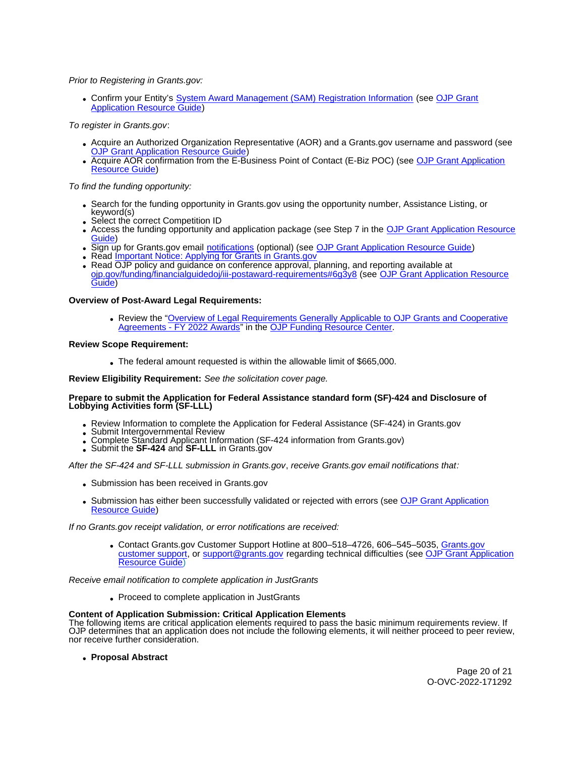*Prior to Registering in Grants.gov:*

- Confirm your Entity's System Award Management (SAM) Registration Information (see OJP Grant Application Resource Guide)

*To register in Grants.gov*:

- Acquire an Authorized Organization Representative (AOR) and a Grants.gov username and password (see OJP Grant Application Resource Guide)
- Acquire AOR confirmation from the E-Business Point of Contact (E-Biz POC) (see OJP Grant Application Resource Guide)

*To find the funding opportunity:*

- Search for the funding opportunity in Grants.gov using the opportunity number, Assistance Listing, or keyword(s)
- Select the correct Competition ID
- Access the funding opportunity and application package (see Step 7 in the OJP Grant Application Resource Guide)
- Sign up for Grants.gov email notifications (optional) (see OJP Grant Application Resource Guide)
- Read Important Notice: Applying for Grants in Grants.gov
- Read OJP policy and guidance on conference approval, planning, and reporting available at ojp.gov/funding/financialguidedoj/iii-postaward-requirements#6g3y8 (see OJP Grant Application Resource Guide)

**Overview of Post-Award Legal Requirements:**

- Review the "Overview of Legal Requirements Generally Applicable to OJP Grants and Cooperative Agreements - FY 2022 Awards" in the OJP Funding Resource Center.

**Review Scope Requirement:**

- The federal amount requested is within the allowable limit of $665,000.

**Review Eligibility Requirement:** *See the solicitation cover page.*

**Prepare to submit the Application for Federal Assistance standard form (SF)-424 and Disclosure of Lobbying Activities form (SF-LLL)**

- Review Information to complete the Application for Federal Assistance (SF-424) in Grants.gov
- Submit Intergovernmental Review
- Complete Standard Applicant Information (SF-424 information from Grants.gov)
- Submit the **SF-424** and **SF-LLL** in Grants.gov

*After the SF-424 and SF-LLL submission in Grants.gov*, *receive Grants.gov email notifications that:*

- Submission has been received in Grants.gov
- Submission has either been successfully validated or rejected with errors (see OJP Grant Application Resource Guide)

*If no Grants.gov receipt validation, or error notifications are received:*

- Contact Grants.gov Customer Support Hotline at 800–518–4726, 606–545–5035, Grants.gov customer support, or support@grants.gov regarding technical difficulties (see OJP Grant Application Resource Guide)

*Receive email notification to complete application in JustGrants*

- Proceed to complete application in JustGrants

**Content of Application Submission: Critical Application Elements**
The following items are critical application elements required to pass the basic minimum requirements review. If OJP determines that an application does not include the following elements, it will neither proceed to peer review, nor receive further consideration.

- **Proposal Abstract**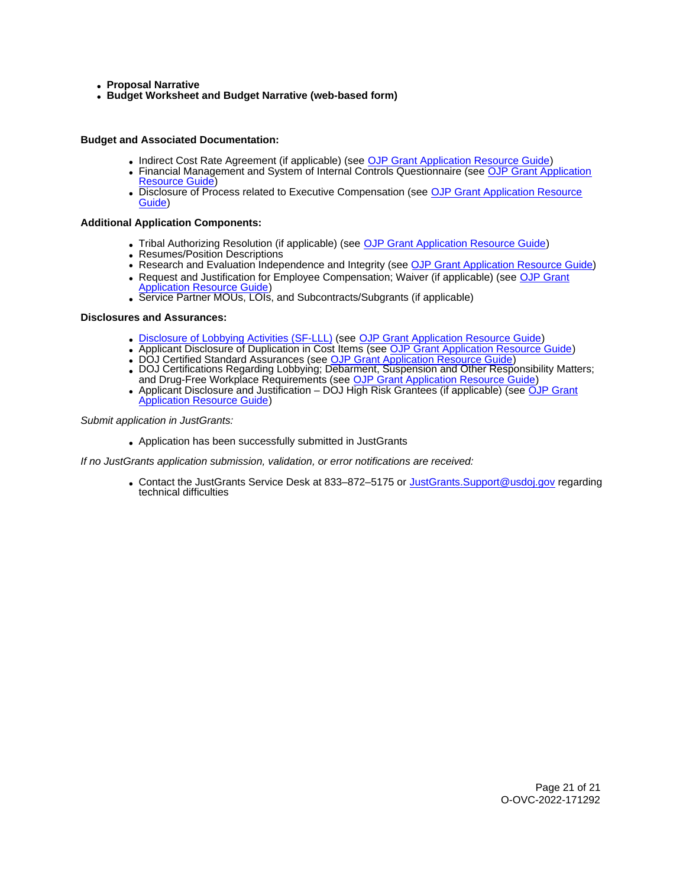- **Proposal Narrative**
- **Budget Worksheet and Budget Narrative (web-based form)**

**Budget and Associated Documentation:**

- Indirect Cost Rate Agreement (if applicable) (see OJP Grant Application Resource Guide)
- Financial Management and System of Internal Controls Questionnaire (see OJP Grant Application Resource Guide)
- Disclosure of Process related to Executive Compensation (see OJP Grant Application Resource Guide)

**Additional Application Components:**

- Tribal Authorizing Resolution (if applicable) (see OJP Grant Application Resource Guide)
- Resumes/Position Descriptions
- Research and Evaluation Independence and Integrity (see OJP Grant Application Resource Guide)
- Request and Justification for Employee Compensation; Waiver (if applicable) (see OJP Grant Application Resource Guide)
- Service Partner MOUs, LOIs, and Subcontracts/Subgrants (if applicable)

**Disclosures and Assurances:**

- Disclosure of Lobbying Activities (SF-LLL) (see OJP Grant Application Resource Guide)
- Applicant Disclosure of Duplication in Cost Items (see OJP Grant Application Resource Guide)
- DOJ Certified Standard Assurances (see OJP Grant Application Resource Guide)
- DOJ Certifications Regarding Lobbying; Debarment, Suspension and Other Responsibility Matters; and Drug-Free Workplace Requirements (see OJP Grant Application Resource Guide)
- Applicant Disclosure and Justification – DOJ High Risk Grantees (if applicable) (see OJP Grant Application Resource Guide)

*Submit application in JustGrants:*

- Application has been successfully submitted in JustGrants

*If no JustGrants application submission, validation, or error notifications are received:*

- Contact the JustGrants Service Desk at 833–872–5175 or JustGrants.Support@usdoj.gov regarding technical difficulties